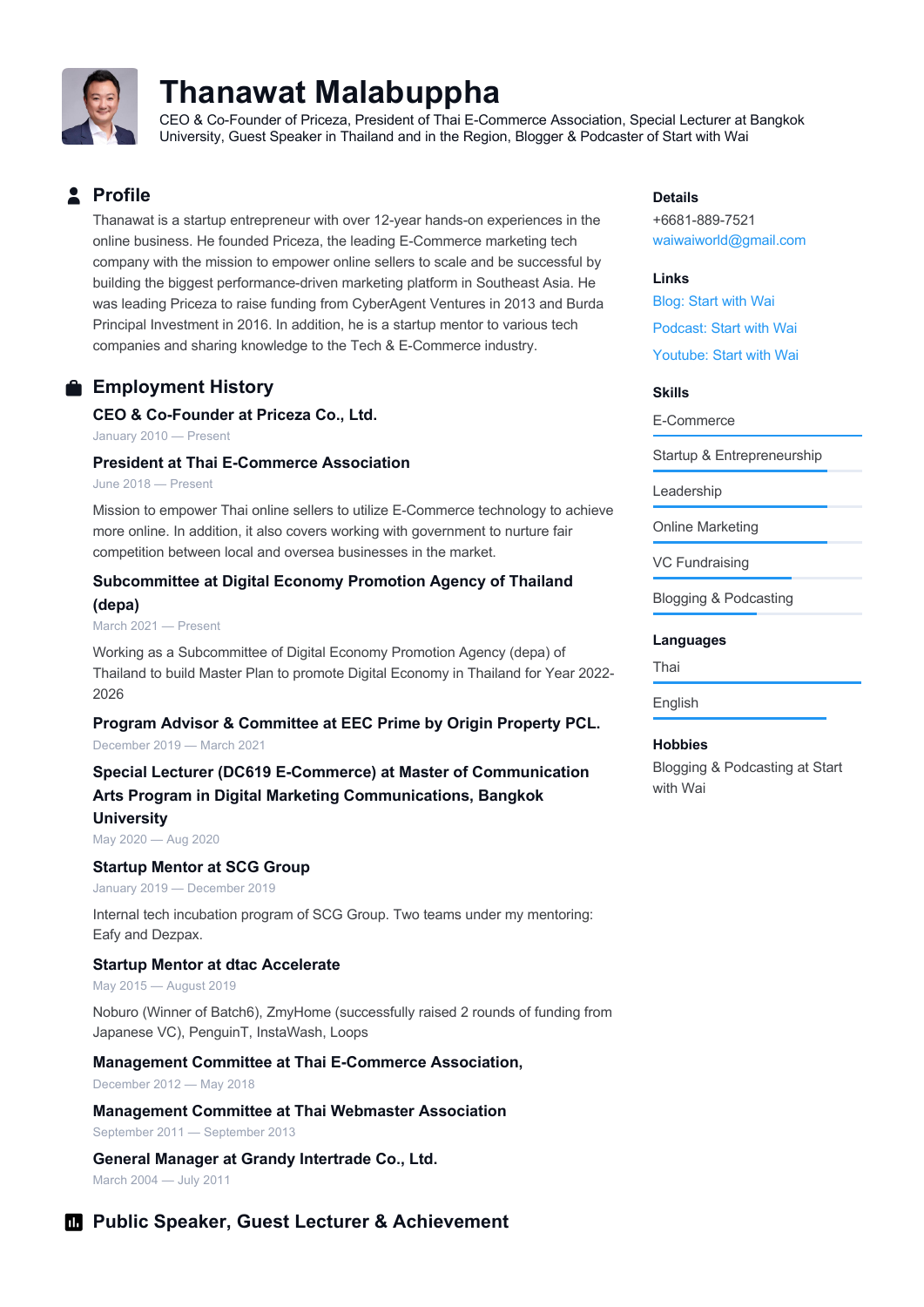# Thanawat Malabuppha

CEO & Co-Founder of Priceza, President of Thai E-Commerce Association, Special Lecturer at Bangkok University, Guest Speaker in Thailand and in the Region, Blogger & Podcaster of Start with Wai

## Profile

Thanawat is a startup entrepreneur with over 12-year hands-on experiences in the online business. He founded Priceza, the leading E-Commerce marketing tech company with the mission to empower online sellers to scale and be successful by building the biggest performance-driven marketing platform in Southeast Asia. He was leading Priceza to raise funding from CyberAgent Ventures in 2013 and Burda Principal Investment in 2016. In addition, he is a startup mentor to various tech companies and sharing knowledge to the Tech & E-Commerce industry.

## Employment History

### CEO & Co-Founder at Priceza Co., Ltd.

January 2010 — Present

### President at Thai E-Commerce Association

June 2018 — Present

Mission to empower Thai online sellers to utilize E-Commerce technology to achieve more online. In addition, it also covers working with government to nurture fair competition between local and oversea businesses in the market.

### Subcommittee at Digital Economy Promotion Agency of Thailand (depa)

March 2021 — Present

Working as a Subcommittee of Digital Economy Promotion Agency (depa) of Thailand to build Master Plan to promote Digital Economy in Thailand for Year 2022-2026

### Program Advisor & Committee at EEC Prime by Origin Property PCL.

December 2019 — March 2021

### Special Lecturer (DC619 E-Commerce) at Master of Communication Arts Program in Digital Marketing Communications, Bangkok University

May 2020 — Aug 2020

### Startup Mentor at SCG Group

January 2019 — December 2019

Internal tech incubation program of SCG Group. Two teams under my mentoring: Eafy and Dezpax.

### Startup Mentor at dtac Accelerate

May 2015 — August 2019

Noburo (Winner of Batch6), ZmyHome (successfully raised 2 rounds of funding from Japanese VC), PenguinT, InstaWash, Loops

### Management Committee at Thai E-Commerce Association,

December 2012 — May 2018

### Management Committee at Thai Webmaster Association

September 2011 — September 2013

### General Manager at Grandy Intertrade Co., Ltd.

March 2004 — July 2011

## Public Speaker, Guest Lecturer & Achievement

### Details

+6681-889-7521

waiwaiworld@gmail.com

### Links

Blog: Start with Wai

Podcast: Start with Wai

Youtube: Start with Wai

### Skills

- E-Commerce
- Startup & Entrepreneurship
- Leadership
- Online Marketing
- VC Fundraising
- Blogging & Podcasting

### Languages

- Thai
- English

### Hobbies

Blogging & Podcasting at Start with Wai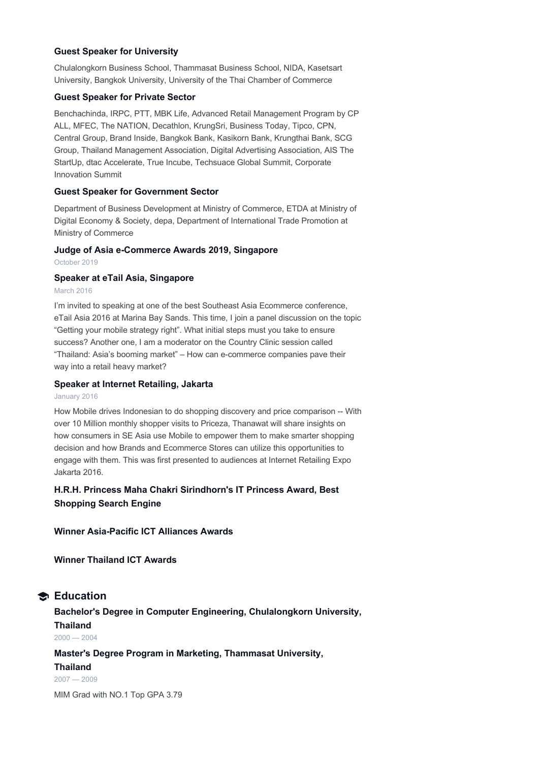### Guest Speaker for University

Chulalongkorn Business School, Thammasat Business School, NIDA, Kasetsart University, Bangkok University, University of the Thai Chamber of Commerce

### Guest Speaker for Private Sector

Benchachinda, IRPC, PTT, MBK Life, Advanced Retail Management Program by CP ALL, MFEC, The NATION, Decathlon, KrungSri, Business Today, Tipco, CPN, Central Group, Brand Inside, Bangkok Bank, Kasikorn Bank, Krungthai Bank, SCG Group, Thailand Management Association, Digital Advertising Association, AIS The StartUp, dtac Accelerate, True Incube, Techsuace Global Summit, Corporate Innovation Summit

### Guest Speaker for Government Sector

Department of Business Development at Ministry of Commerce, ETDA at Ministry of Digital Economy & Society, depa, Department of International Trade Promotion at Ministry of Commerce

### Judge of Asia e-Commerce Awards 2019, Singapore

October 2019

### Speaker at eTail Asia, Singapore

March 2016

I'm invited to speaking at one of the best Southeast Asia Ecommerce conference, eTail Asia 2016 at Marina Bay Sands. This time, I join a panel discussion on the topic "Getting your mobile strategy right". What initial steps must you take to ensure success? Another one, I am a moderator on the Country Clinic session called "Thailand: Asia's booming market" – How can e-commerce companies pave their way into a retail heavy market?

### Speaker at Internet Retailing, Jakarta

January 2016

How Mobile drives Indonesian to do shopping discovery and price comparison -- With over 10 Million monthly shopper visits to Priceza, Thanawat will share insights on how consumers in SE Asia use Mobile to empower them to make smarter shopping decision and how Brands and Ecommerce Stores can utilize this opportunities to engage with them. This was first presented to audiences at Internet Retailing Expo Jakarta 2016.

### H.R.H. Princess Maha Chakri Sirindhorn's IT Princess Award, Best Shopping Search Engine

### Winner Asia-Pacific ICT Alliances Awards

### Winner Thailand ICT Awards

## Education

### Bachelor's Degree in Computer Engineering, Chulalongkorn University, Thailand

2000 — 2004

### Master's Degree Program in Marketing, Thammasat University, Thailand

2007 — 2009

MIM Grad with NO.1 Top GPA 3.79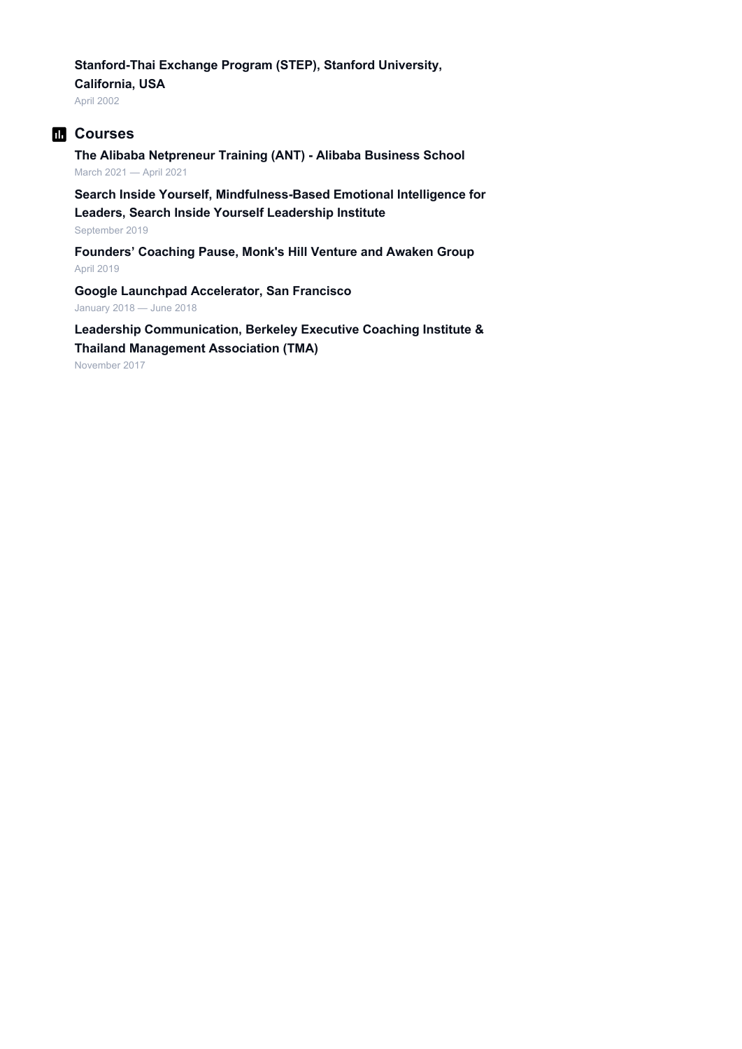### Stanford-Thai Exchange Program (STEP), Stanford University, California, USA

April 2002

## Courses

### The Alibaba Netpreneur Training (ANT) - Alibaba Business School

March 2021 — April 2021

### Search Inside Yourself, Mindfulness-Based Emotional Intelligence for Leaders, Search Inside Yourself Leadership Institute

September 2019

### Founders' Coaching Pause, Monk's Hill Venture and Awaken Group

April 2019

### Google Launchpad Accelerator, San Francisco

January 2018 — June 2018

### Leadership Communication, Berkeley Executive Coaching Institute & Thailand Management Association (TMA)

November 2017